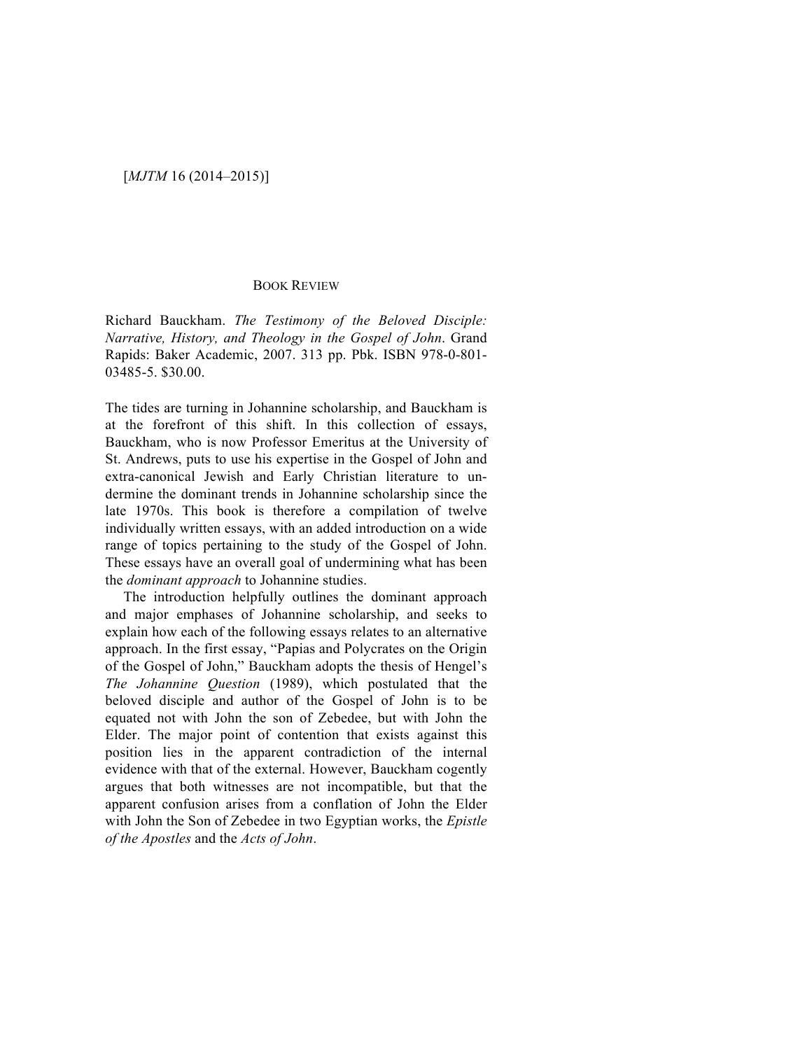# BOOK REVIEW

Richard Bauckham. *The Testimony of the Beloved Disciple: Narrative, History, and Theology in the Gospel of John*. Grand Rapids: Baker Academic, 2007. 313 pp. Pbk. ISBN 978-0-801-03485-5. $30.00.

The tides are turning in Johannine scholarship, and Bauckham is at the forefront of this shift. In this collection of essays, Bauckham, who is now Professor Emeritus at the University of St. Andrews, puts to use his expertise in the Gospel of John and extra-canonical Jewish and Early Christian literature to undermine the dominant trends in Johannine scholarship since the late 1970s. This book is therefore a compilation of twelve individually written essays, with an added introduction on a wide range of topics pertaining to the study of the Gospel of John. These essays have an overall goal of undermining what has been the *dominant approach* to Johannine studies.

The introduction helpfully outlines the dominant approach and major emphases of Johannine scholarship, and seeks to explain how each of the following essays relates to an alternative approach. In the first essay, "Papias and Polycrates on the Origin of the Gospel of John," Bauckham adopts the thesis of Hengel's *The Johannine Question* (1989), which postulated that the beloved disciple and author of the Gospel of John is to be equated not with John the son of Zebedee, but with John the Elder. The major point of contention that exists against this position lies in the apparent contradiction of the internal evidence with that of the external. However, Bauckham cogently argues that both witnesses are not incompatible, but that the apparent confusion arises from a conflation of John the Elder with John the Son of Zebedee in two Egyptian works, the *Epistle of the Apostles* and the *Acts of John*.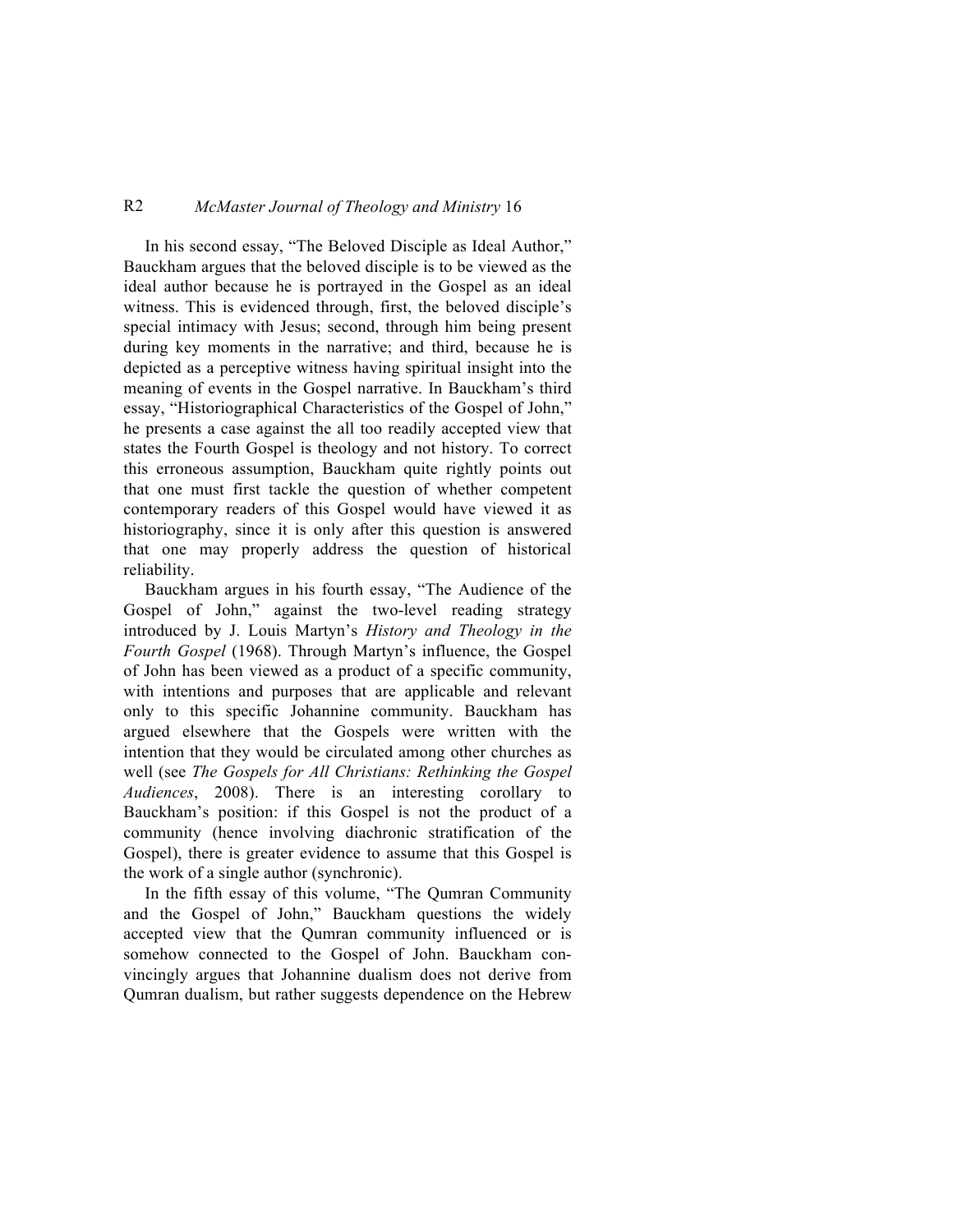In his second essay, "The Beloved Disciple as Ideal Author," Bauckham argues that the beloved disciple is to be viewed as the ideal author because he is portrayed in the Gospel as an ideal witness. This is evidenced through, first, the beloved disciple's special intimacy with Jesus; second, through him being present during key moments in the narrative; and third, because he is depicted as a perceptive witness having spiritual insight into the meaning of events in the Gospel narrative. In Bauckham's third essay, "Historiographical Characteristics of the Gospel of John," he presents a case against the all too readily accepted view that states the Fourth Gospel is theology and not history. To correct this erroneous assumption, Bauckham quite rightly points out that one must first tackle the question of whether competent contemporary readers of this Gospel would have viewed it as historiography, since it is only after this question is answered that one may properly address the question of historical reliability.

Bauckham argues in his fourth essay, "The Audience of the Gospel of John," against the two-level reading strategy introduced by J. Louis Martyn's *History and Theology in the Fourth Gospel* (1968). Through Martyn's influence, the Gospel of John has been viewed as a product of a specific community, with intentions and purposes that are applicable and relevant only to this specific Johannine community. Bauckham has argued elsewhere that the Gospels were written with the intention that they would be circulated among other churches as well (see *The Gospels for All Christians: Rethinking the Gospel Audiences*, 2008). There is an interesting corollary to Bauckham's position: if this Gospel is not the product of a community (hence involving diachronic stratification of the Gospel), there is greater evidence to assume that this Gospel is the work of a single author (synchronic).

In the fifth essay of this volume, "The Qumran Community and the Gospel of John," Bauckham questions the widely accepted view that the Qumran community influenced or is somehow connected to the Gospel of John. Bauckham convincingly argues that Johannine dualism does not derive from Qumran dualism, but rather suggests dependence on the Hebrew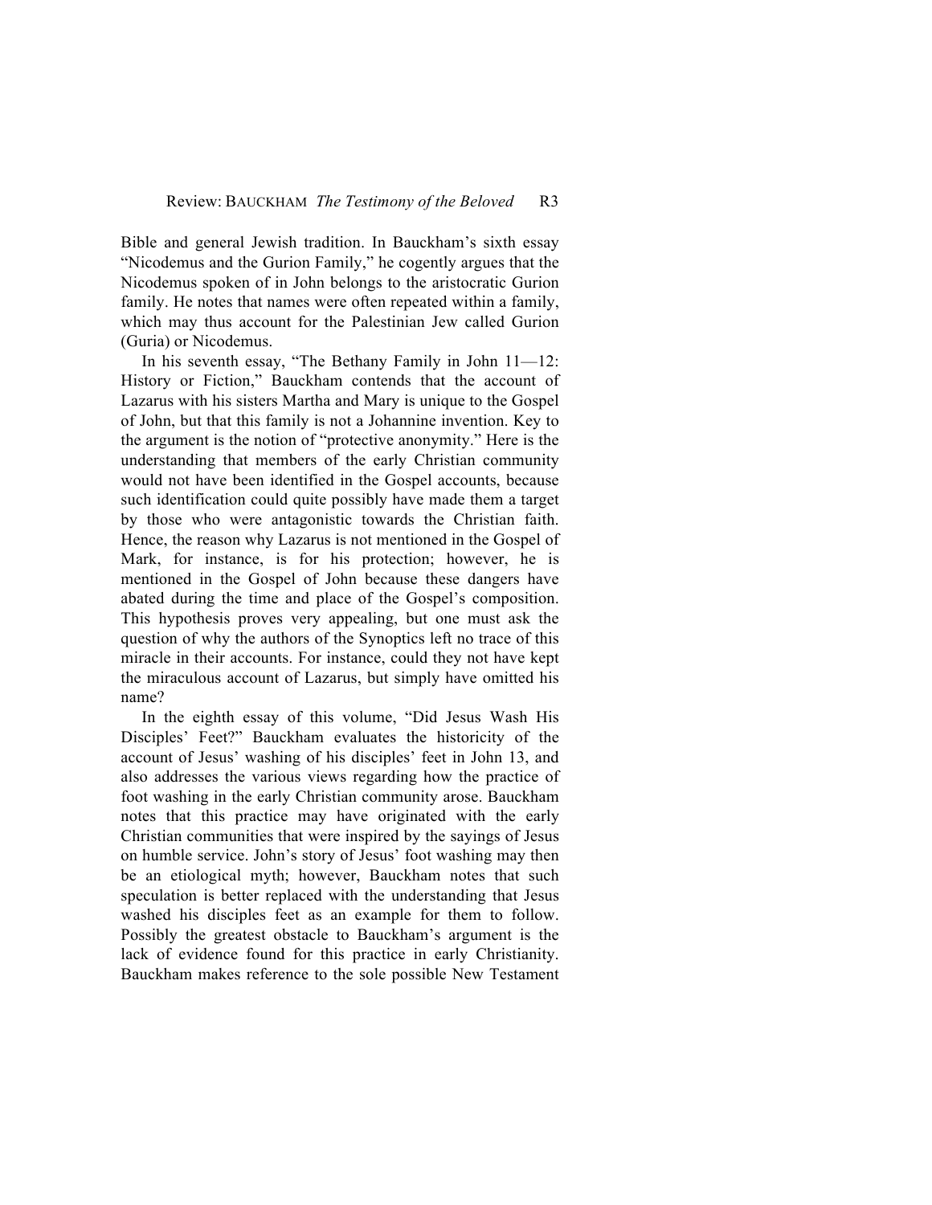Bible and general Jewish tradition. In Bauckham's sixth essay "Nicodemus and the Gurion Family," he cogently argues that the Nicodemus spoken of in John belongs to the aristocratic Gurion family. He notes that names were often repeated within a family, which may thus account for the Palestinian Jew called Gurion (Guria) or Nicodemus.

In his seventh essay, "The Bethany Family in John 11—12: History or Fiction," Bauckham contends that the account of Lazarus with his sisters Martha and Mary is unique to the Gospel of John, but that this family is not a Johannine invention. Key to the argument is the notion of "protective anonymity." Here is the understanding that members of the early Christian community would not have been identified in the Gospel accounts, because such identification could quite possibly have made them a target by those who were antagonistic towards the Christian faith. Hence, the reason why Lazarus is not mentioned in the Gospel of Mark, for instance, is for his protection; however, he is mentioned in the Gospel of John because these dangers have abated during the time and place of the Gospel's composition. This hypothesis proves very appealing, but one must ask the question of why the authors of the Synoptics left no trace of this miracle in their accounts. For instance, could they not have kept the miraculous account of Lazarus, but simply have omitted his name?

In the eighth essay of this volume, "Did Jesus Wash His Disciples' Feet?" Bauckham evaluates the historicity of the account of Jesus' washing of his disciples' feet in John 13, and also addresses the various views regarding how the practice of foot washing in the early Christian community arose. Bauckham notes that this practice may have originated with the early Christian communities that were inspired by the sayings of Jesus on humble service. John's story of Jesus' foot washing may then be an etiological myth; however, Bauckham notes that such speculation is better replaced with the understanding that Jesus washed his disciples feet as an example for them to follow. Possibly the greatest obstacle to Bauckham's argument is the lack of evidence found for this practice in early Christianity. Bauckham makes reference to the sole possible New Testament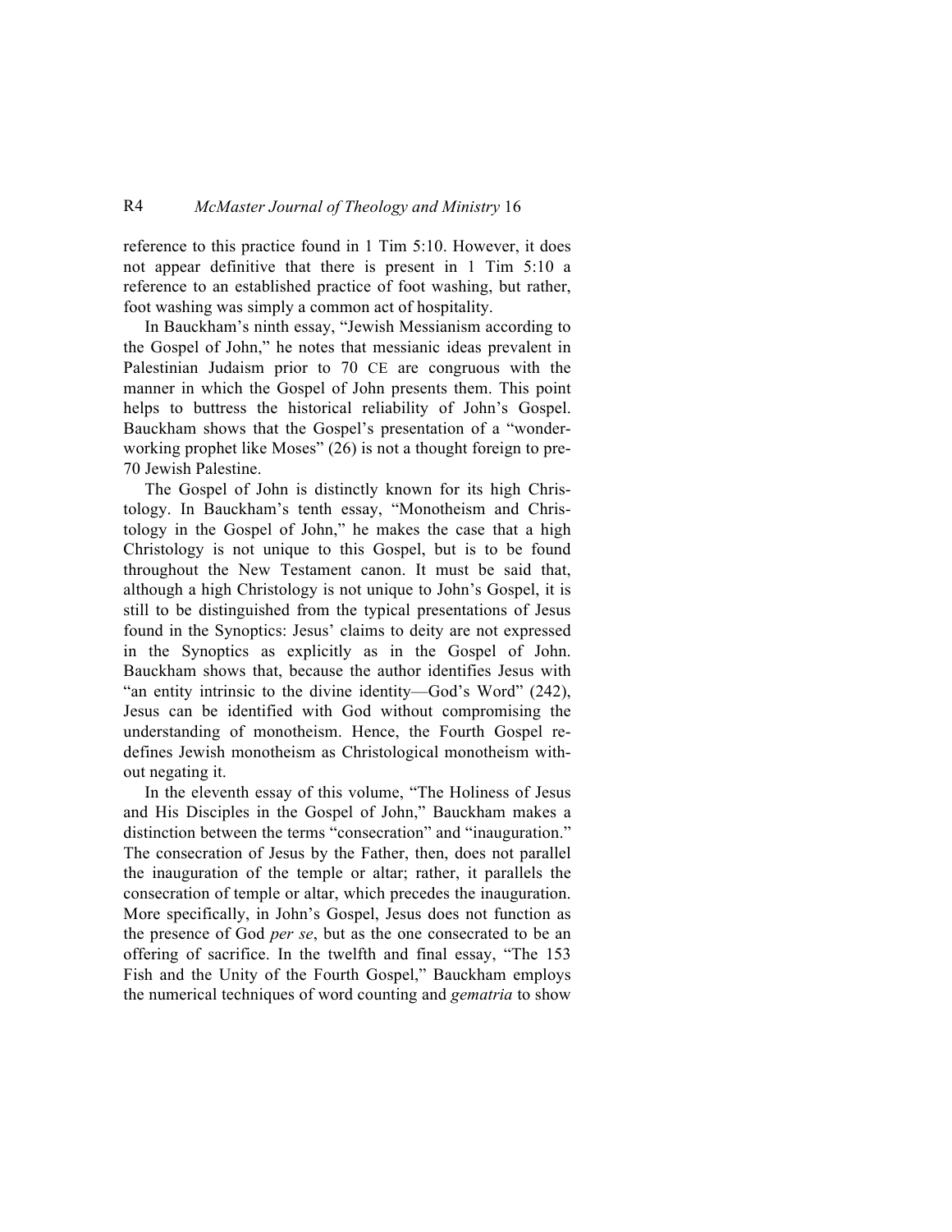reference to this practice found in 1 Tim 5:10. However, it does not appear definitive that there is present in 1 Tim 5:10 a reference to an established practice of foot washing, but rather, foot washing was simply a common act of hospitality.

In Bauckham's ninth essay, "Jewish Messianism according to the Gospel of John," he notes that messianic ideas prevalent in Palestinian Judaism prior to 70 CE are congruous with the manner in which the Gospel of John presents them. This point helps to buttress the historical reliability of John's Gospel. Bauckham shows that the Gospel's presentation of a "wonder-working prophet like Moses" (26) is not a thought foreign to pre-70 Jewish Palestine.

The Gospel of John is distinctly known for its high Christology. In Bauckham's tenth essay, "Monotheism and Christology in the Gospel of John," he makes the case that a high Christology is not unique to this Gospel, but is to be found throughout the New Testament canon. It must be said that, although a high Christology is not unique to John's Gospel, it is still to be distinguished from the typical presentations of Jesus found in the Synoptics: Jesus' claims to deity are not expressed in the Synoptics as explicitly as in the Gospel of John. Bauckham shows that, because the author identifies Jesus with "an entity intrinsic to the divine identity—God's Word" (242), Jesus can be identified with God without compromising the understanding of monotheism. Hence, the Fourth Gospel redefines Jewish monotheism as Christological monotheism without negating it.

In the eleventh essay of this volume, "The Holiness of Jesus and His Disciples in the Gospel of John," Bauckham makes a distinction between the terms "consecration" and "inauguration." The consecration of Jesus by the Father, then, does not parallel the inauguration of the temple or altar; rather, it parallels the consecration of temple or altar, which precedes the inauguration. More specifically, in John's Gospel, Jesus does not function as the presence of God *per se*, but as the one consecrated to be an offering of sacrifice. In the twelfth and final essay, "The 153 Fish and the Unity of the Fourth Gospel," Bauckham employs the numerical techniques of word counting and *gematria* to show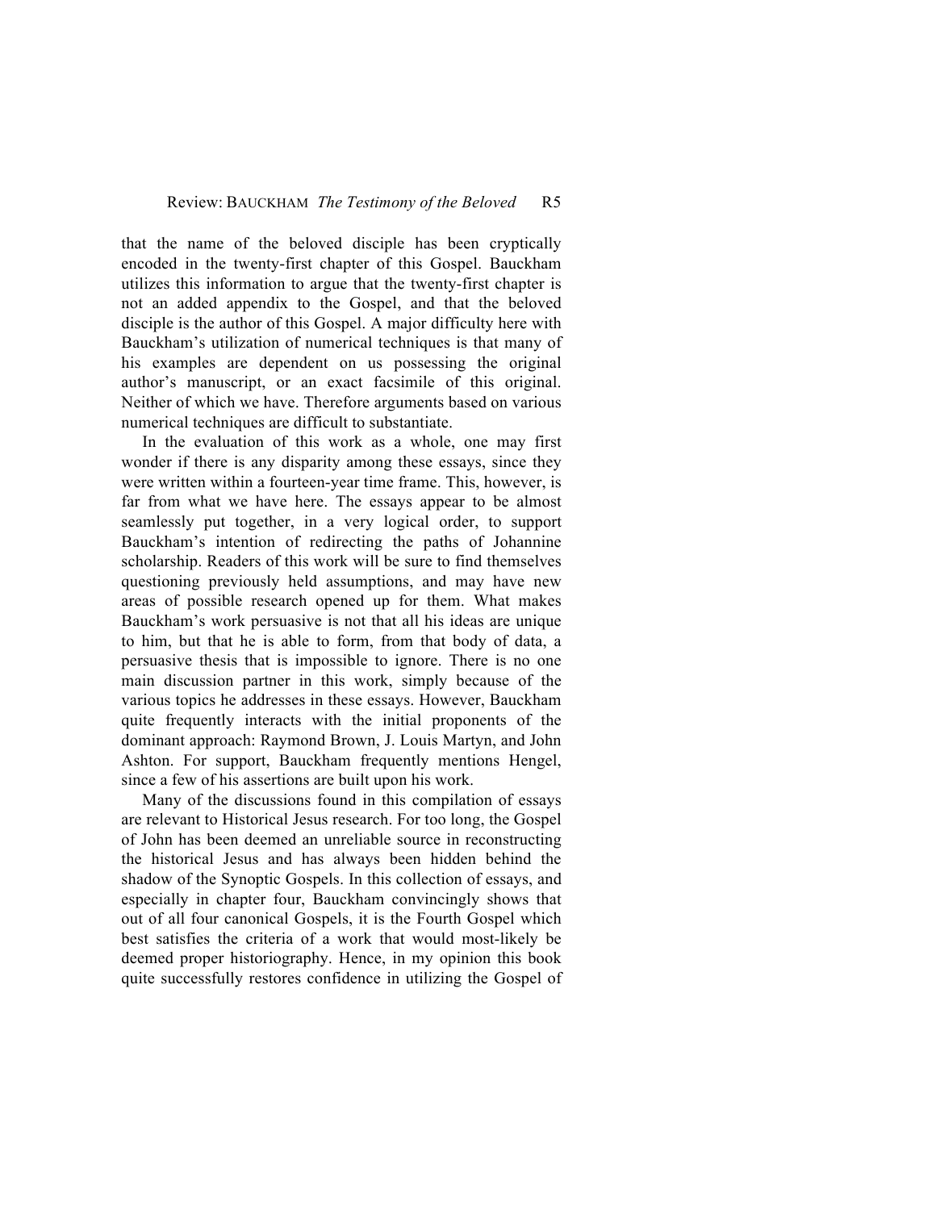that the name of the beloved disciple has been cryptically encoded in the twenty-first chapter of this Gospel. Bauckham utilizes this information to argue that the twenty-first chapter is not an added appendix to the Gospel, and that the beloved disciple is the author of this Gospel. A major difficulty here with Bauckham's utilization of numerical techniques is that many of his examples are dependent on us possessing the original author's manuscript, or an exact facsimile of this original. Neither of which we have. Therefore arguments based on various numerical techniques are difficult to substantiate.

In the evaluation of this work as a whole, one may first wonder if there is any disparity among these essays, since they were written within a fourteen-year time frame. This, however, is far from what we have here. The essays appear to be almost seamlessly put together, in a very logical order, to support Bauckham's intention of redirecting the paths of Johannine scholarship. Readers of this work will be sure to find themselves questioning previously held assumptions, and may have new areas of possible research opened up for them. What makes Bauckham's work persuasive is not that all his ideas are unique to him, but that he is able to form, from that body of data, a persuasive thesis that is impossible to ignore. There is no one main discussion partner in this work, simply because of the various topics he addresses in these essays. However, Bauckham quite frequently interacts with the initial proponents of the dominant approach: Raymond Brown, J. Louis Martyn, and John Ashton. For support, Bauckham frequently mentions Hengel, since a few of his assertions are built upon his work.

Many of the discussions found in this compilation of essays are relevant to Historical Jesus research. For too long, the Gospel of John has been deemed an unreliable source in reconstructing the historical Jesus and has always been hidden behind the shadow of the Synoptic Gospels. In this collection of essays, and especially in chapter four, Bauckham convincingly shows that out of all four canonical Gospels, it is the Fourth Gospel which best satisfies the criteria of a work that would most-likely be deemed proper historiography. Hence, in my opinion this book quite successfully restores confidence in utilizing the Gospel of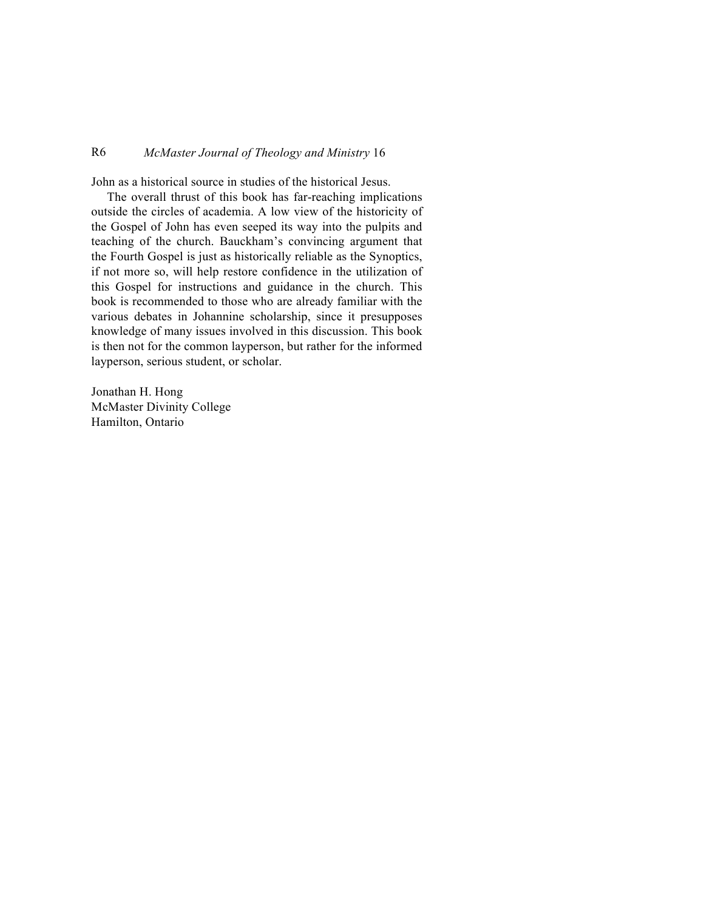John as a historical source in studies of the historical Jesus.

The overall thrust of this book has far-reaching implications outside the circles of academia. A low view of the historicity of the Gospel of John has even seeped its way into the pulpits and teaching of the church. Bauckham's convincing argument that the Fourth Gospel is just as historically reliable as the Synoptics, if not more so, will help restore confidence in the utilization of this Gospel for instructions and guidance in the church. This book is recommended to those who are already familiar with the various debates in Johannine scholarship, since it presupposes knowledge of many issues involved in this discussion. This book is then not for the common layperson, but rather for the informed layperson, serious student, or scholar.

Jonathan H. Hong
McMaster Divinity College
Hamilton, Ontario